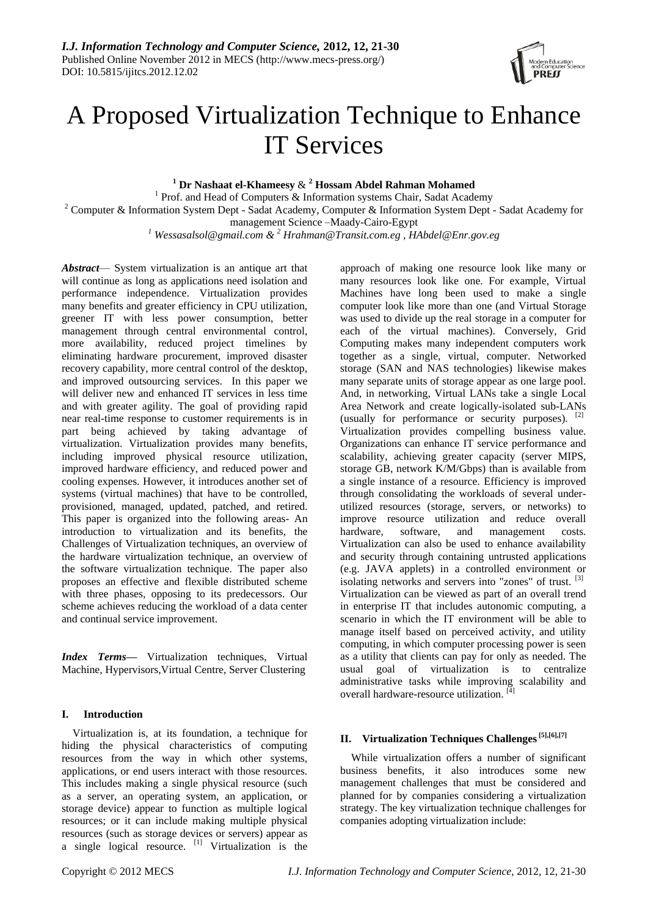# A Proposed Virtualization Technique to Enhance IT Services

**[1] Dr Nashaat el-Khameesy** & **[2] Hossam Abdel Rahman Mohamed**

[1] Prof. and Head of Computers & Information systems Chair, Sadat Academy

[2] Computer & Information System Dept - Sadat Academy, Computer & Information System Dept - Sadat Academy for management Science –Maady-Cairo-Egypt

*[1] Wessasalsol@gmail.com & [2] Hrahman@Transit.com.eg , HAbdel@Enr.gov.eg*

***Abstract***— System virtualization is an antique art that will continue as long as applications need isolation and performance independence. Virtualization provides many benefits and greater efficiency in CPU utilization, greener IT with less power consumption, better management through central environmental control, more availability, reduced project timelines by eliminating hardware procurement, improved disaster recovery capability, more central control of the desktop, and improved outsourcing services. In this paper we will deliver new and enhanced IT services in less time and with greater agility. The goal of providing rapid near real-time response to customer requirements is in part being achieved by taking advantage of virtualization. Virtualization provides many benefits, including improved physical resource utilization, improved hardware efficiency, and reduced power and cooling expenses. However, it introduces another set of systems (virtual machines) that have to be controlled, provisioned, managed, updated, patched, and retired. This paper is organized into the following areas- An introduction to virtualization and its benefits, the Challenges of Virtualization techniques, an overview of the hardware virtualization technique, an overview of the software virtualization technique. The paper also proposes an effective and flexible distributed scheme with three phases, opposing to its predecessors. Our scheme achieves reducing the workload of a data center and continual service improvement.

***Index Terms***— Virtualization techniques, Virtual Machine, Hypervisors,Virtual Centre, Server Clustering

## I. Introduction

Virtualization is, at its foundation, a technique for hiding the physical characteristics of computing resources from the way in which other systems, applications, or end users interact with those resources. This includes making a single physical resource (such as a server, an operating system, an application, or storage device) appear to function as multiple logical resources; or it can include making multiple physical resources (such as storage devices or servers) appear as a single logical resource. [1] Virtualization is the approach of making one resource look like many or many resources look like one. For example, Virtual Machines have long been used to make a single computer look like more than one (and Virtual Storage was used to divide up the real storage in a computer for each of the virtual machines). Conversely, Grid Computing makes many independent computers work together as a single, virtual, computer. Networked storage (SAN and NAS technologies) likewise makes many separate units of storage appear as one large pool. And, in networking, Virtual LANs take a single Local Area Network and create logically-isolated sub-LANs (usually for performance or security purposes). [2] Virtualization provides compelling business value. Organizations can enhance IT service performance and scalability, achieving greater capacity (server MIPS, storage GB, network K/M/Gbps) than is available from a single instance of a resource. Efficiency is improved through consolidating the workloads of several under-utilized resources (storage, servers, or networks) to improve resource utilization and reduce overall hardware, software, and management costs. Virtualization can also be used to enhance availability and security through containing untrusted applications (e.g. JAVA applets) in a controlled environment or isolating networks and servers into "zones" of trust. [3] Virtualization can be viewed as part of an overall trend in enterprise IT that includes autonomic computing, a scenario in which the IT environment will be able to manage itself based on perceived activity, and utility computing, in which computer processing power is seen as a utility that clients can pay for only as needed. The usual goal of virtualization is to centralize administrative tasks while improving scalability and overall hardware-resource utilization. [4]

## II. Virtualization Techniques Challenges [5],[6],[7]

While virtualization offers a number of significant business benefits, it also introduces some new management challenges that must be considered and planned for by companies considering a virtualization strategy. The key virtualization technique challenges for companies adopting virtualization include: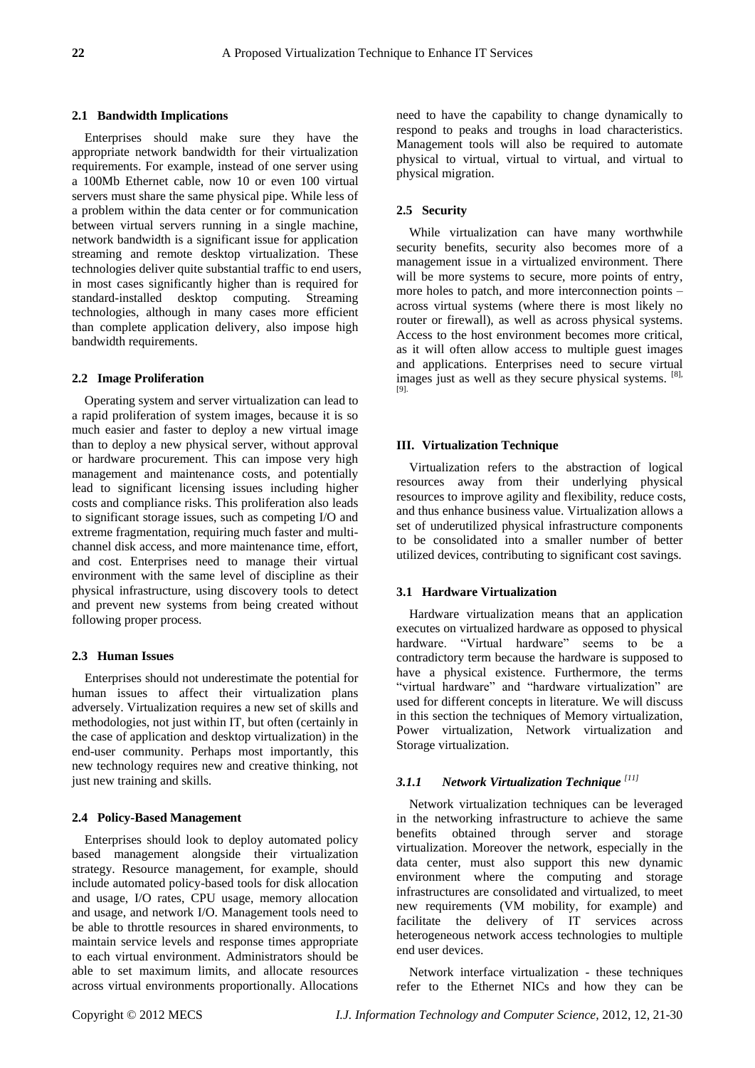### 2.1 Bandwidth Implications

Enterprises should make sure they have the appropriate network bandwidth for their virtualization requirements. For example, instead of one server using a 100Mb Ethernet cable, now 10 or even 100 virtual servers must share the same physical pipe. While less of a problem within the data center or for communication between virtual servers running in a single machine, network bandwidth is a significant issue for application streaming and remote desktop virtualization. These technologies deliver quite substantial traffic to end users, in most cases significantly higher than is required for standard-installed desktop computing. Streaming technologies, although in many cases more efficient than complete application delivery, also impose high bandwidth requirements.

### 2.2 Image Proliferation

Operating system and server virtualization can lead to a rapid proliferation of system images, because it is so much easier and faster to deploy a new virtual image than to deploy a new physical server, without approval or hardware procurement. This can impose very high management and maintenance costs, and potentially lead to significant licensing issues including higher costs and compliance risks. This proliferation also leads to significant storage issues, such as competing I/O and extreme fragmentation, requiring much faster and multi-channel disk access, and more maintenance time, effort, and cost. Enterprises need to manage their virtual environment with the same level of discipline as their physical infrastructure, using discovery tools to detect and prevent new systems from being created without following proper process.

### 2.3 Human Issues

Enterprises should not underestimate the potential for human issues to affect their virtualization plans adversely. Virtualization requires a new set of skills and methodologies, not just within IT, but often (certainly in the case of application and desktop virtualization) in the end-user community. Perhaps most importantly, this new technology requires new and creative thinking, not just new training and skills.

### 2.4 Policy-Based Management

Enterprises should look to deploy automated policy based management alongside their virtualization strategy. Resource management, for example, should include automated policy-based tools for disk allocation and usage, I/O rates, CPU usage, memory allocation and usage, and network I/O. Management tools need to be able to throttle resources in shared environments, to maintain service levels and response times appropriate to each virtual environment. Administrators should be able to set maximum limits, and allocate resources across virtual environments proportionally. Allocations need to have the capability to change dynamically to respond to peaks and troughs in load characteristics. Management tools will also be required to automate physical to virtual, virtual to virtual, and virtual to physical migration.

### 2.5 Security

While virtualization can have many worthwhile security benefits, security also becomes more of a management issue in a virtualized environment. There will be more systems to secure, more points of entry, more holes to patch, and more interconnection points – across virtual systems (where there is most likely no router or firewall), as well as across physical systems. Access to the host environment becomes more critical, as it will often allow access to multiple guest images and applications. Enterprises need to secure virtual images just as well as they secure physical systems. [8], [9].

## III. Virtualization Technique

Virtualization refers to the abstraction of logical resources away from their underlying physical resources to improve agility and flexibility, reduce costs, and thus enhance business value. Virtualization allows a set of underutilized physical infrastructure components to be consolidated into a smaller number of better utilized devices, contributing to significant cost savings.

### 3.1 Hardware Virtualization

Hardware virtualization means that an application executes on virtualized hardware as opposed to physical hardware. "Virtual hardware" seems to be a contradictory term because the hardware is supposed to have a physical existence. Furthermore, the terms "virtual hardware" and "hardware virtualization" are used for different concepts in literature. We will discuss in this section the techniques of Memory virtualization, Power virtualization, Network virtualization and Storage virtualization.

#### *3.1.1 Network Virtualization Technique* [11]

Network virtualization techniques can be leveraged in the networking infrastructure to achieve the same benefits obtained through server and storage virtualization. Moreover the network, especially in the data center, must also support this new dynamic environment where the computing and storage infrastructures are consolidated and virtualized, to meet new requirements (VM mobility, for example) and facilitate the delivery of IT services across heterogeneous network access technologies to multiple end user devices.

Network interface virtualization - these techniques refer to the Ethernet NICs and how they can be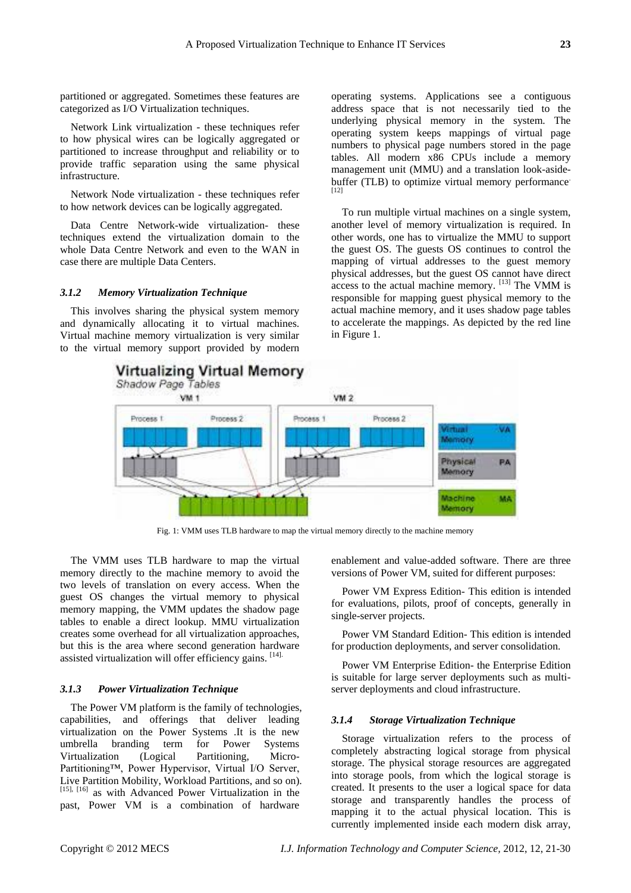partitioned or aggregated. Sometimes these features are categorized as I/O Virtualization techniques.

Network Link virtualization - these techniques refer to how physical wires can be logically aggregated or partitioned to increase throughput and reliability or to provide traffic separation using the same physical infrastructure.

Network Node virtualization - these techniques refer to how network devices can be logically aggregated.

Data Centre Network-wide virtualization- these techniques extend the virtualization domain to the whole Data Centre Network and even to the WAN in case there are multiple Data Centers.

### *3.1.2 Memory Virtualization Technique*

This involves sharing the physical system memory and dynamically allocating it to virtual machines. Virtual machine memory virtualization is very similar to the virtual memory support provided by modern operating systems. Applications see a contiguous address space that is not necessarily tied to the underlying physical memory in the system. The operating system keeps mappings of virtual page numbers to physical page numbers stored in the page tables. All modern x86 CPUs include a memory management unit (MMU) and a translation look-aside-buffer (TLB) to optimize virtual memory performance. [12]

To run multiple virtual machines on a single system, another level of memory virtualization is required. In other words, one has to virtualize the MMU to support the guest OS. The guests OS continues to control the mapping of virtual addresses to the guest memory physical addresses, but the guest OS cannot have direct access to the actual machine memory. [13] The VMM is responsible for mapping guest physical memory to the actual machine memory, and it uses shadow page tables to accelerate the mappings. As depicted by the red line in Figure 1.

Fig. 1: VMM uses TLB hardware to map the virtual memory directly to the machine memory

The VMM uses TLB hardware to map the virtual memory directly to the machine memory to avoid the two levels of translation on every access. When the guest OS changes the virtual memory to physical memory mapping, the VMM updates the shadow page tables to enable a direct lookup. MMU virtualization creates some overhead for all virtualization approaches, but this is the area where second generation hardware assisted virtualization will offer efficiency gains. [14].

### *3.1.3 Power Virtualization Technique*

The Power VM platform is the family of technologies, capabilities, and offerings that deliver leading virtualization on the Power Systems .It is the new umbrella branding term for Power Systems Virtualization (Logical Partitioning, Micro-Partitioning™, Power Hypervisor, Virtual I/O Server, Live Partition Mobility, Workload Partitions, and so on). [15], [16] as with Advanced Power Virtualization in the past, Power VM is a combination of hardware enablement and value-added software. There are three versions of Power VM, suited for different purposes:

Power VM Express Edition- This edition is intended for evaluations, pilots, proof of concepts, generally in single-server projects.

Power VM Standard Edition- This edition is intended for production deployments, and server consolidation.

Power VM Enterprise Edition- the Enterprise Edition is suitable for large server deployments such as multi-server deployments and cloud infrastructure.

### *3.1.4 Storage Virtualization Technique*

Storage virtualization refers to the process of completely abstracting logical storage from physical storage. The physical storage resources are aggregated into storage pools, from which the logical storage is created. It presents to the user a logical space for data storage and transparently handles the process of mapping it to the actual physical location. This is currently implemented inside each modern disk array,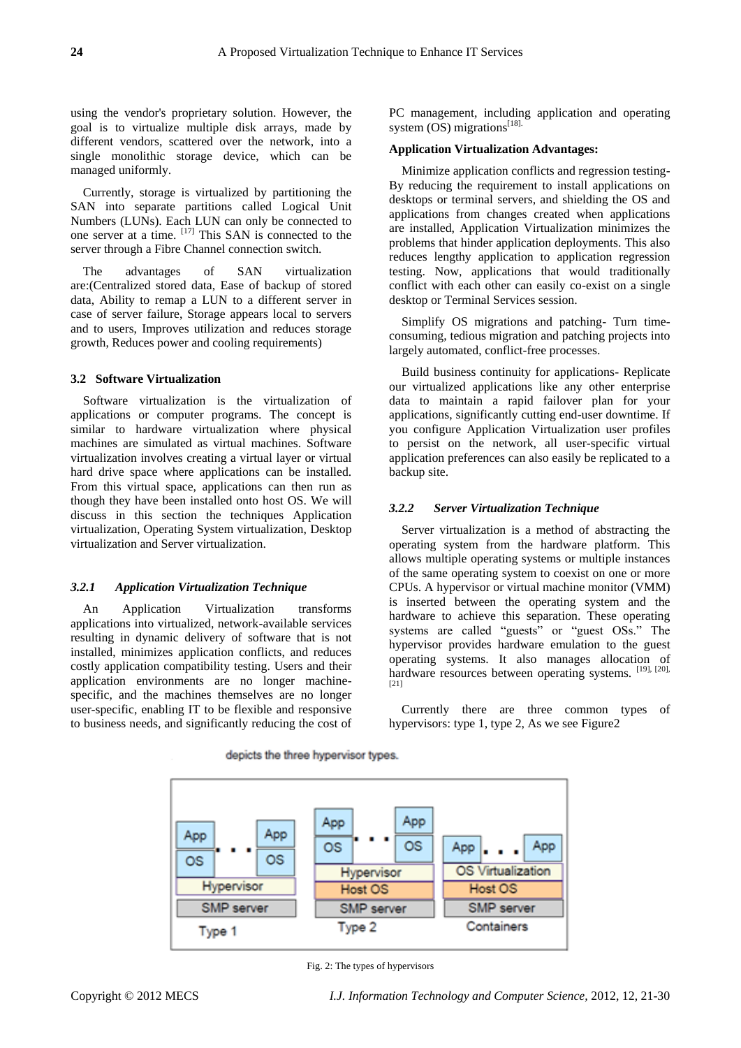using the vendor's proprietary solution. However, the goal is to virtualize multiple disk arrays, made by different vendors, scattered over the network, into a single monolithic storage device, which can be managed uniformly.

Currently, storage is virtualized by partitioning the SAN into separate partitions called Logical Unit Numbers (LUNs). Each LUN can only be connected to one server at a time. [17] This SAN is connected to the server through a Fibre Channel connection switch.

The advantages of SAN virtualization are:(Centralized stored data, Ease of backup of stored data, Ability to remap a LUN to a different server in case of server failure, Storage appears local to servers and to users, Improves utilization and reduces storage growth, Reduces power and cooling requirements)

### 3.2 Software Virtualization

Software virtualization is the virtualization of applications or computer programs. The concept is similar to hardware virtualization where physical machines are simulated as virtual machines. Software virtualization involves creating a virtual layer or virtual hard drive space where applications can be installed. From this virtual space, applications can then run as though they have been installed onto host OS. We will discuss in this section the techniques Application virtualization, Operating System virtualization, Desktop virtualization and Server virtualization.

#### *3.2.1 Application Virtualization Technique*

An Application Virtualization transforms applications into virtualized, network-available services resulting in dynamic delivery of software that is not installed, minimizes application conflicts, and reduces costly application compatibility testing. Users and their application environments are no longer machine-specific, and the machines themselves are no longer user-specific, enabling IT to be flexible and responsive to business needs, and significantly reducing the cost of PC management, including application and operating system (OS) migrations[18].

**Application Virtualization Advantages:**

Minimize application conflicts and regression testing- By reducing the requirement to install applications on desktops or terminal servers, and shielding the OS and applications from changes created when applications are installed, Application Virtualization minimizes the problems that hinder application deployments. This also reduces lengthy application to application regression testing. Now, applications that would traditionally conflict with each other can easily co-exist on a single desktop or Terminal Services session.

Simplify OS migrations and patching- Turn time-consuming, tedious migration and patching projects into largely automated, conflict-free processes.

Build business continuity for applications- Replicate our virtualized applications like any other enterprise data to maintain a rapid failover plan for your applications, significantly cutting end-user downtime. If you configure Application Virtualization user profiles to persist on the network, all user-specific virtual application preferences can also easily be replicated to a backup site.

#### *3.2.2 Server Virtualization Technique*

Server virtualization is a method of abstracting the operating system from the hardware platform. This allows multiple operating systems or multiple instances of the same operating system to coexist on one or more CPUs. A hypervisor or virtual machine monitor (VMM) is inserted between the operating system and the hardware to achieve this separation. These operating systems are called "guests" or "guest OSs." The hypervisor provides hardware emulation to the guest operating systems. It also manages allocation of hardware resources between operating systems. [19], [20], [21]

Currently there are three common types of hypervisors: type 1, type 2, As we see Figure2

depicts the three hypervisor types.

Fig. 2: The types of hypervisors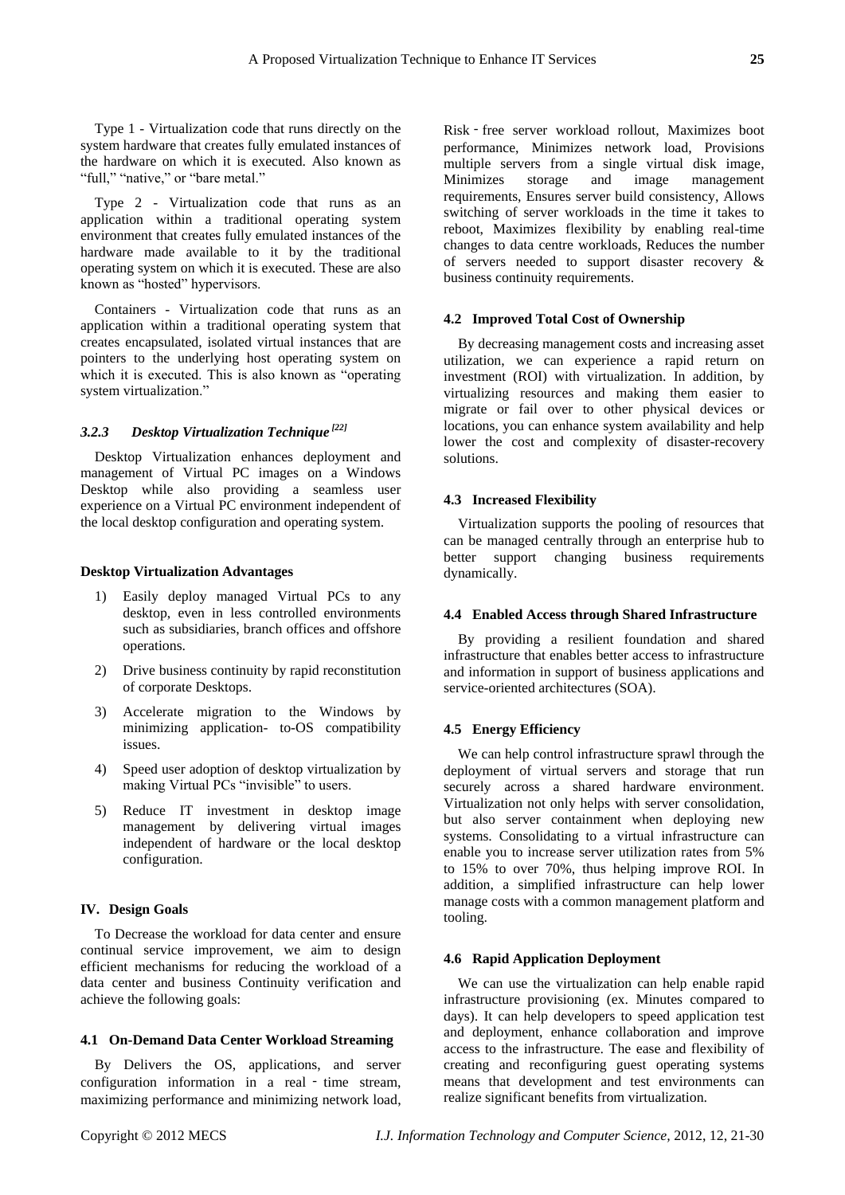Type 1 - Virtualization code that runs directly on the system hardware that creates fully emulated instances of the hardware on which it is executed. Also known as "full," "native," or "bare metal."

Type 2 - Virtualization code that runs as an application within a traditional operating system environment that creates fully emulated instances of the hardware made available to it by the traditional operating system on which it is executed. These are also known as "hosted" hypervisors.

Containers - Virtualization code that runs as an application within a traditional operating system that creates encapsulated, isolated virtual instances that are pointers to the underlying host operating system on which it is executed. This is also known as "operating system virtualization."

#### *3.2.3 Desktop Virtualization Technique [22]*

Desktop Virtualization enhances deployment and management of Virtual PC images on a Windows Desktop while also providing a seamless user experience on a Virtual PC environment independent of the local desktop configuration and operating system.

**Desktop Virtualization Advantages**

1) Easily deploy managed Virtual PCs to any desktop, even in less controlled environments such as subsidiaries, branch offices and offshore operations.
2) Drive business continuity by rapid reconstitution of corporate Desktops.
3) Accelerate migration to the Windows by minimizing application- to-OS compatibility issues.
4) Speed user adoption of desktop virtualization by making Virtual PCs "invisible" to users.
5) Reduce IT investment in desktop image management by delivering virtual images independent of hardware or the local desktop configuration.

## IV. Design Goals

To Decrease the workload for data center and ensure continual service improvement, we aim to design efficient mechanisms for reducing the workload of a data center and business Continuity verification and achieve the following goals:

### 4.1 On-Demand Data Center Workload Streaming

By Delivers the OS, applications, and server configuration information in a real - time stream, maximizing performance and minimizing network load, Risk - free server workload rollout, Maximizes boot performance, Minimizes network load, Provisions multiple servers from a single virtual disk image, Minimizes storage and image management requirements, Ensures server build consistency, Allows switching of server workloads in the time it takes to reboot, Maximizes flexibility by enabling real-time changes to data centre workloads, Reduces the number of servers needed to support disaster recovery & business continuity requirements.

### 4.2 Improved Total Cost of Ownership

By decreasing management costs and increasing asset utilization, we can experience a rapid return on investment (ROI) with virtualization. In addition, by virtualizing resources and making them easier to migrate or fail over to other physical devices or locations, you can enhance system availability and help lower the cost and complexity of disaster-recovery solutions.

### 4.3 Increased Flexibility

Virtualization supports the pooling of resources that can be managed centrally through an enterprise hub to better support changing business requirements dynamically.

### 4.4 Enabled Access through Shared Infrastructure

By providing a resilient foundation and shared infrastructure that enables better access to infrastructure and information in support of business applications and service-oriented architectures (SOA).

### 4.5 Energy Efficiency

We can help control infrastructure sprawl through the deployment of virtual servers and storage that run securely across a shared hardware environment. Virtualization not only helps with server consolidation, but also server containment when deploying new systems. Consolidating to a virtual infrastructure can enable you to increase server utilization rates from 5% to 15% to over 70%, thus helping improve ROI. In addition, a simplified infrastructure can help lower manage costs with a common management platform and tooling.

### 4.6 Rapid Application Deployment

We can use the virtualization can help enable rapid infrastructure provisioning (ex. Minutes compared to days). It can help developers to speed application test and deployment, enhance collaboration and improve access to the infrastructure. The ease and flexibility of creating and reconfiguring guest operating systems means that development and test environments can realize significant benefits from virtualization.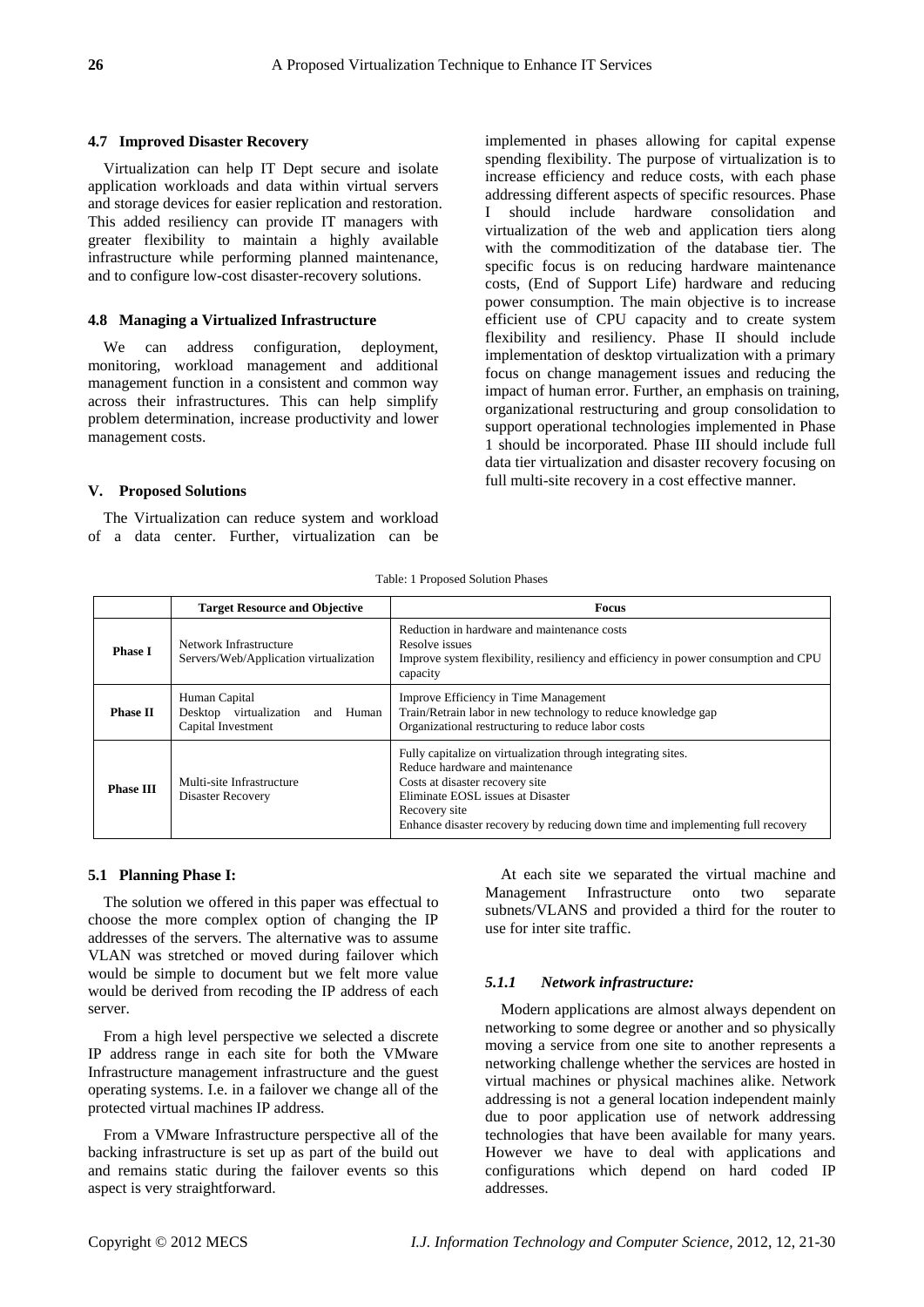### 4.7 Improved Disaster Recovery

Virtualization can help IT Dept secure and isolate application workloads and data within virtual servers and storage devices for easier replication and restoration. This added resiliency can provide IT managers with greater flexibility to maintain a highly available infrastructure while performing planned maintenance, and to configure low-cost disaster-recovery solutions.

### 4.8 Managing a Virtualized Infrastructure

We can address configuration, deployment, monitoring, workload management and additional management function in a consistent and common way across their infrastructures. This can help simplify problem determination, increase productivity and lower management costs.

## V. Proposed Solutions

The Virtualization can reduce system and workload of a data center. Further, virtualization can be implemented in phases allowing for capital expense spending flexibility. The purpose of virtualization is to increase efficiency and reduce costs, with each phase addressing different aspects of specific resources. Phase I should include hardware consolidation and virtualization of the web and application tiers along with the commoditization of the database tier. The specific focus is on reducing hardware maintenance costs, (End of Support Life) hardware and reducing power consumption. The main objective is to increase efficient use of CPU capacity and to create system flexibility and resiliency. Phase II should include implementation of desktop virtualization with a primary focus on change management issues and reducing the impact of human error. Further, an emphasis on training, organizational restructuring and group consolidation to support operational technologies implemented in Phase 1 should be incorporated. Phase III should include full data tier virtualization and disaster recovery focusing on full multi-site recovery in a cost effective manner.

Table: 1 Proposed Solution Phases

| | Target Resource and Objective | Focus |
|---|---|---|
| **Phase I** | Network Infrastructure<br>Servers/Web/Application virtualization | Reduction in hardware and maintenance costs<br>Resolve issues<br>Improve system flexibility, resiliency and efficiency in power consumption and CPU capacity |
| **Phase II** | Human Capital<br>Desktop virtualization and Human Capital Investment | Improve Efficiency in Time Management<br>Train/Retrain labor in new technology to reduce knowledge gap<br>Organizational restructuring to reduce labor costs |
| **Phase III** | Multi-site Infrastructure<br>Disaster Recovery | Fully capitalize on virtualization through integrating sites.<br>Reduce hardware and maintenance<br>Costs at disaster recovery site<br>Eliminate EOSL issues at Disaster<br>Recovery site<br>Enhance disaster recovery by reducing down time and implementing full recovery |

### 5.1 Planning Phase I:

The solution we offered in this paper was effectual to choose the more complex option of changing the IP addresses of the servers. The alternative was to assume VLAN was stretched or moved during failover which would be simple to document but we felt more value would be derived from recoding the IP address of each server.

From a high level perspective we selected a discrete IP address range in each site for both the VMware Infrastructure management infrastructure and the guest operating systems. I.e. in a failover we change all of the protected virtual machines IP address.

From a VMware Infrastructure perspective all of the backing infrastructure is set up as part of the build out and remains static during the failover events so this aspect is very straightforward.

At each site we separated the virtual machine and Management Infrastructure onto two separate subnets/VLANS and provided a third for the router to use for inter site traffic.

#### *5.1.1 Network infrastructure:*

Modern applications are almost always dependent on networking to some degree or another and so physically moving a service from one site to another represents a networking challenge whether the services are hosted in virtual machines or physical machines alike. Network addressing is not a general location independent mainly due to poor application use of network addressing technologies that have been available for many years. However we have to deal with applications and configurations which depend on hard coded IP addresses.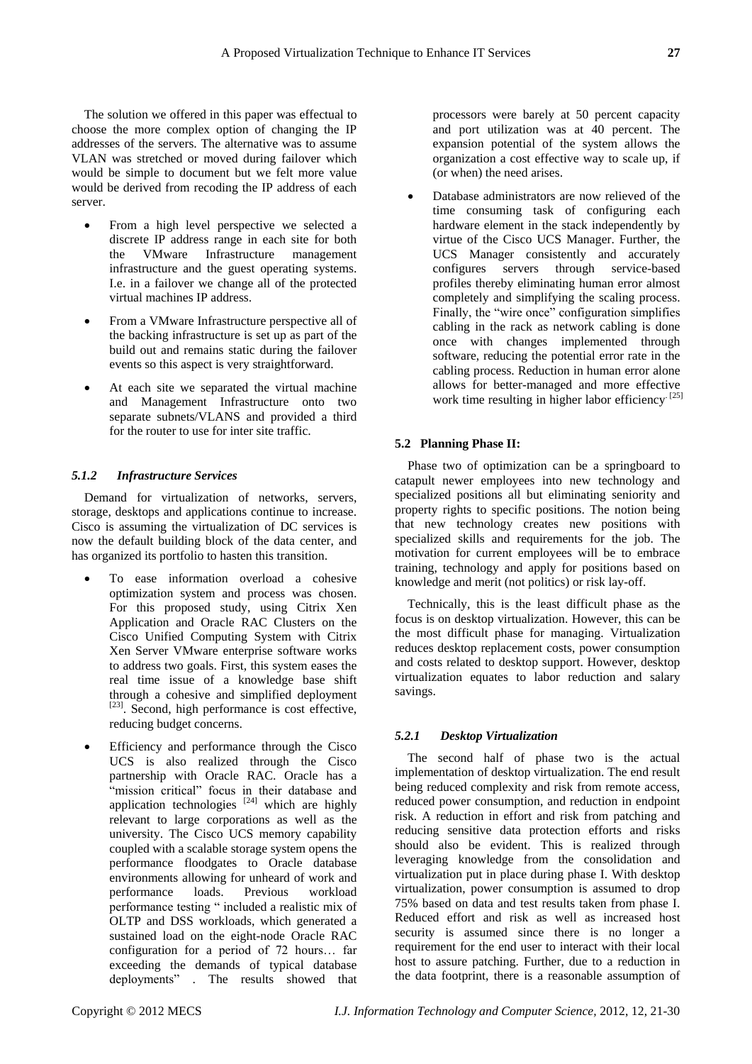The solution we offered in this paper was effectual to choose the more complex option of changing the IP addresses of the servers. The alternative was to assume VLAN was stretched or moved during failover which would be simple to document but we felt more value would be derived from recoding the IP address of each server.

- From a high level perspective we selected a discrete IP address range in each site for both the VMware Infrastructure management infrastructure and the guest operating systems. I.e. in a failover we change all of the protected virtual machines IP address.
- From a VMware Infrastructure perspective all of the backing infrastructure is set up as part of the build out and remains static during the failover events so this aspect is very straightforward.
- At each site we separated the virtual machine and Management Infrastructure onto two separate subnets/VLANS and provided a third for the router to use for inter site traffic.

### *5.1.2 Infrastructure Services*

Demand for virtualization of networks, servers, storage, desktops and applications continue to increase. Cisco is assuming the virtualization of DC services is now the default building block of the data center, and has organized its portfolio to hasten this transition.

- To ease information overload a cohesive optimization system and process was chosen. For this proposed study, using Citrix Xen Application and Oracle RAC Clusters on the Cisco Unified Computing System with Citrix Xen Server VMware enterprise software works to address two goals. First, this system eases the real time issue of a knowledge base shift through a cohesive and simplified deployment [23]. Second, high performance is cost effective, reducing budget concerns.
- Efficiency and performance through the Cisco UCS is also realized through the Cisco partnership with Oracle RAC. Oracle has a "mission critical" focus in their database and application technologies [24] which are highly relevant to large corporations as well as the university. The Cisco UCS memory capability coupled with a scalable storage system opens the performance floodgates to Oracle database environments allowing for unheard of work and performance loads. Previous workload performance testing " included a realistic mix of OLTP and DSS workloads, which generated a sustained load on the eight-node Oracle RAC configuration for a period of 72 hours… far exceeding the demands of typical database deployments" . The results showed that processors were barely at 50 percent capacity and port utilization was at 40 percent. The expansion potential of the system allows the organization a cost effective way to scale up, if (or when) the need arises.
- Database administrators are now relieved of the time consuming task of configuring each hardware element in the stack independently by virtue of the Cisco UCS Manager. Further, the UCS Manager consistently and accurately configures servers through service-based profiles thereby eliminating human error almost completely and simplifying the scaling process. Finally, the "wire once" configuration simplifies cabling in the rack as network cabling is done once with changes implemented through software, reducing the potential error rate in the cabling process. Reduction in human error alone allows for better-managed and more effective work time resulting in higher labor efficiency. [25]

### 5.2 Planning Phase II:

Phase two of optimization can be a springboard to catapult newer employees into new technology and specialized positions all but eliminating seniority and property rights to specific positions. The notion being that new technology creates new positions with specialized skills and requirements for the job. The motivation for current employees will be to embrace training, technology and apply for positions based on knowledge and merit (not politics) or risk lay-off.

Technically, this is the least difficult phase as the focus is on desktop virtualization. However, this can be the most difficult phase for managing. Virtualization reduces desktop replacement costs, power consumption and costs related to desktop support. However, desktop virtualization equates to labor reduction and salary savings.

### *5.2.1 Desktop Virtualization*

The second half of phase two is the actual implementation of desktop virtualization. The end result being reduced complexity and risk from remote access, reduced power consumption, and reduction in endpoint risk. A reduction in effort and risk from patching and reducing sensitive data protection efforts and risks should also be evident. This is realized through leveraging knowledge from the consolidation and virtualization put in place during phase I. With desktop virtualization, power consumption is assumed to drop 75% based on data and test results taken from phase I. Reduced effort and risk as well as increased host security is assumed since there is no longer a requirement for the end user to interact with their local host to assure patching. Further, due to a reduction in the data footprint, there is a reasonable assumption of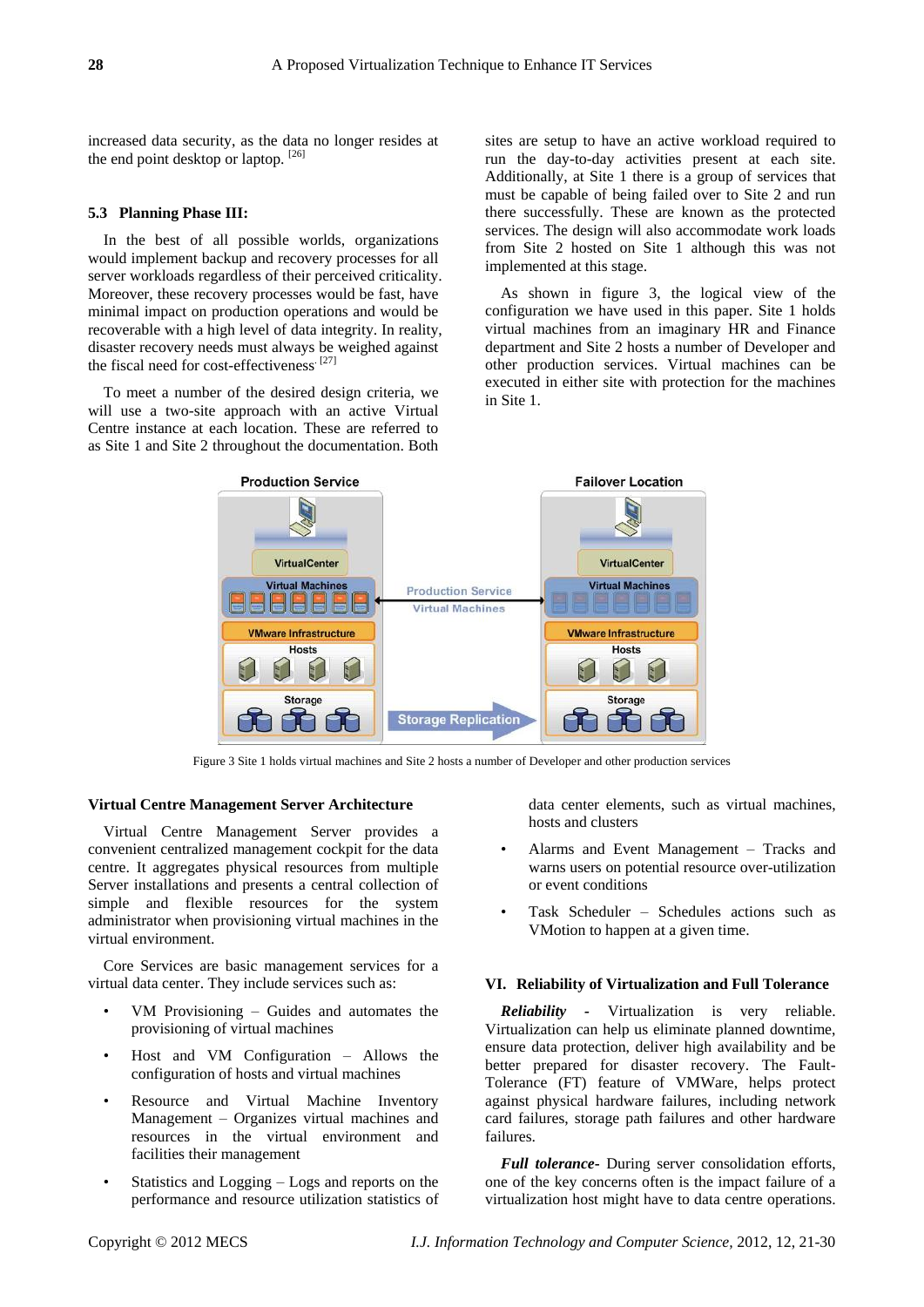increased data security, as the data no longer resides at the end point desktop or laptop. [26]

### 5.3 Planning Phase III:

In the best of all possible worlds, organizations would implement backup and recovery processes for all server workloads regardless of their perceived criticality. Moreover, these recovery processes would be fast, have minimal impact on production operations and would be recoverable with a high level of data integrity. In reality, disaster recovery needs must always be weighed against the fiscal need for cost-effectiveness. [27]

To meet a number of the desired design criteria, we will use a two-site approach with an active Virtual Centre instance at each location. These are referred to as Site 1 and Site 2 throughout the documentation. Both sites are setup to have an active workload required to run the day-to-day activities present at each site. Additionally, at Site 1 there is a group of services that must be capable of being failed over to Site 2 and run there successfully. These are known as the protected services. The design will also accommodate work loads from Site 2 hosted on Site 1 although this was not implemented at this stage.

As shown in figure 3, the logical view of the configuration we have used in this paper. Site 1 holds virtual machines from an imaginary HR and Finance department and Site 2 hosts a number of Developer and other production services. Virtual machines can be executed in either site with protection for the machines in Site 1.

Figure 3 Site 1 holds virtual machines and Site 2 hosts a number of Developer and other production services

**Virtual Centre Management Server Architecture**

Virtual Centre Management Server provides a convenient centralized management cockpit for the data centre. It aggregates physical resources from multiple Server installations and presents a central collection of simple and flexible resources for the system administrator when provisioning virtual machines in the virtual environment.

Core Services are basic management services for a virtual data center. They include services such as:

- VM Provisioning – Guides and automates the provisioning of virtual machines
- Host and VM Configuration – Allows the configuration of hosts and virtual machines
- Resource and Virtual Machine Inventory Management – Organizes virtual machines and resources in the virtual environment and facilities their management
- Statistics and Logging – Logs and reports on the performance and resource utilization statistics of data center elements, such as virtual machines, hosts and clusters
- Alarms and Event Management – Tracks and warns users on potential resource over-utilization or event conditions
- Task Scheduler – Schedules actions such as VMotion to happen at a given time.

## VI. Reliability of Virtualization and Full Tolerance

***Reliability*** - Virtualization is very reliable. Virtualization can help us eliminate planned downtime, ensure data protection, deliver high availability and be better prepared for disaster recovery. The Fault-Tolerance (FT) feature of VMWare, helps protect against physical hardware failures, including network card failures, storage path failures and other hardware failures.

***Full tolerance-*** During server consolidation efforts, one of the key concerns often is the impact failure of a virtualization host might have to data centre operations.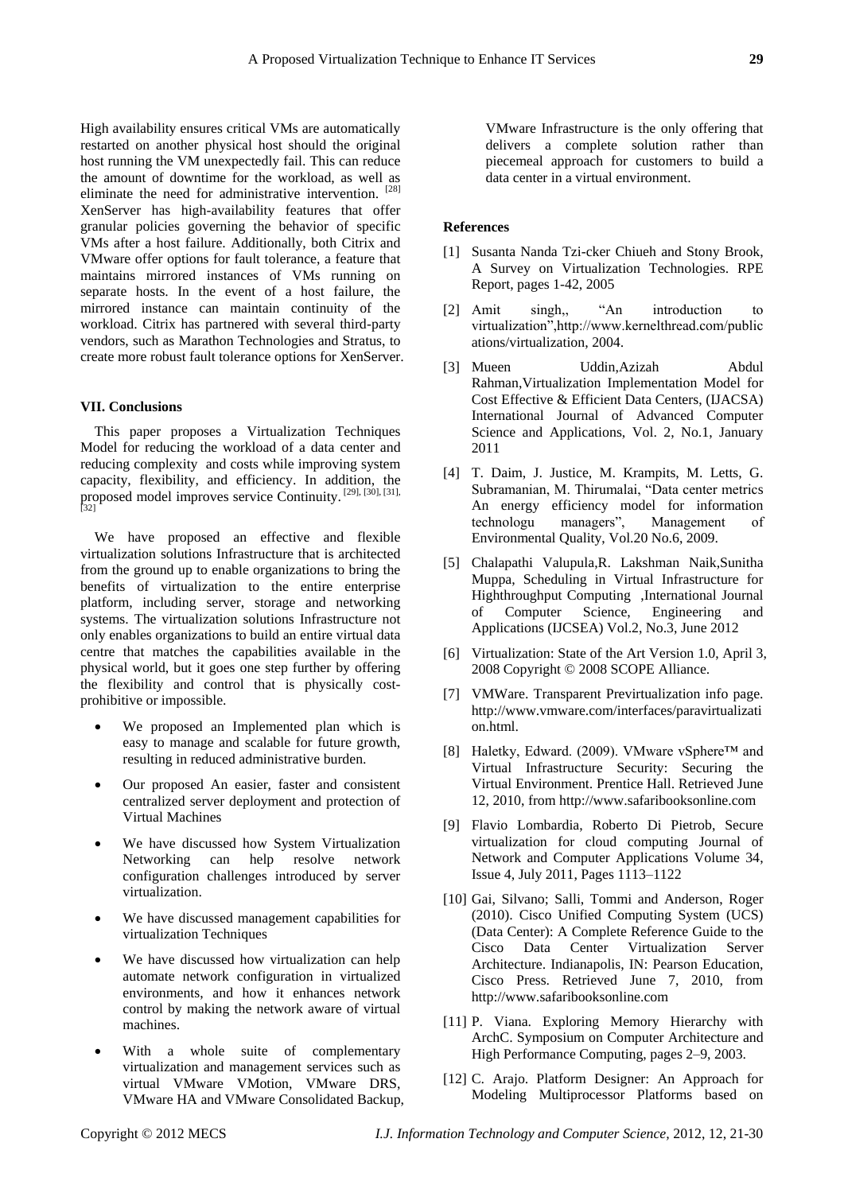High availability ensures critical VMs are automatically restarted on another physical host should the original host running the VM unexpectedly fail. This can reduce the amount of downtime for the workload, as well as eliminate the need for administrative intervention. [28] XenServer has high-availability features that offer granular policies governing the behavior of specific VMs after a host failure. Additionally, both Citrix and VMware offer options for fault tolerance, a feature that maintains mirrored instances of VMs running on separate hosts. In the event of a host failure, the mirrored instance can maintain continuity of the workload. Citrix has partnered with several third-party vendors, such as Marathon Technologies and Stratus, to create more robust fault tolerance options for XenServer.

### VII. Conclusions

This paper proposes a Virtualization Techniques Model for reducing the workload of a data center and reducing complexity and costs while improving system capacity, flexibility, and efficiency. In addition, the proposed model improves service Continuity. [29], [30], [31], [32]

We have proposed an effective and flexible virtualization solutions Infrastructure that is architected from the ground up to enable organizations to bring the benefits of virtualization to the entire enterprise platform, including server, storage and networking systems. The virtualization solutions Infrastructure not only enables organizations to build an entire virtual data centre that matches the capabilities available in the physical world, but it goes one step further by offering the flexibility and control that is physically cost-prohibitive or impossible.

- We proposed an Implemented plan which is easy to manage and scalable for future growth, resulting in reduced administrative burden.
- Our proposed An easier, faster and consistent centralized server deployment and protection of Virtual Machines
- We have discussed how System Virtualization Networking can help resolve network configuration challenges introduced by server virtualization.
- We have discussed management capabilities for virtualization Techniques
- We have discussed how virtualization can help automate network configuration in virtualized environments, and how it enhances network control by making the network aware of virtual machines.
- With a whole suite of complementary virtualization and management services such as virtual VMware VMotion, VMware DRS, VMware HA and VMware Consolidated Backup, VMware Infrastructure is the only offering that delivers a complete solution rather than piecemeal approach for customers to build a data center in a virtual environment.

### References

[1] Susanta Nanda Tzi-cker Chiueh and Stony Brook, A Survey on Virtualization Technologies. RPE Report, pages 1-42, 2005

[2] Amit singh,, "An introduction to virtualization",http://www.kernelthread.com/publications/virtualization, 2004.

[3] Mueen Uddin,Azizah Abdul Rahman,Virtualization Implementation Model for Cost Effective & Efficient Data Centers, (IJACSA) International Journal of Advanced Computer Science and Applications, Vol. 2, No.1, January 2011

[4] T. Daim, J. Justice, M. Krampits, M. Letts, G. Subramanian, M. Thirumalai, "Data center metrics An energy efficiency model for information technologu managers", Management of Environmental Quality, Vol.20 No.6, 2009.

[5] Chalapathi Valupula,R. Lakshman Naik,Sunitha Muppa, Scheduling in Virtual Infrastructure for Highthroughput Computing ,International Journal of Computer Science, Engineering and Applications (IJCSEA) Vol.2, No.3, June 2012

[6] Virtualization: State of the Art Version 1.0, April 3, 2008 Copyright © 2008 SCOPE Alliance.

[7] VMWare. Transparent Previrtualization info page. http://www.vmware.com/interfaces/paravirtualization.html.

[8] Haletky, Edward. (2009). VMware vSphere™ and Virtual Infrastructure Security: Securing the Virtual Environment. Prentice Hall. Retrieved June 12, 2010, from http://www.safaribooksonline.com

[9] Flavio Lombardia, Roberto Di Pietrob, Secure virtualization for cloud computing Journal of Network and Computer Applications Volume 34, Issue 4, July 2011, Pages 1113–1122

[10] Gai, Silvano; Salli, Tommi and Anderson, Roger (2010). Cisco Unified Computing System (UCS) (Data Center): A Complete Reference Guide to the Cisco Data Center Virtualization Server Architecture. Indianapolis, IN: Pearson Education, Cisco Press. Retrieved June 7, 2010, from http://www.safaribooksonline.com

[11] P. Viana. Exploring Memory Hierarchy with ArchC. Symposium on Computer Architecture and High Performance Computing, pages 2–9, 2003.

[12] C. Arajo. Platform Designer: An Approach for Modeling Multiprocessor Platforms based on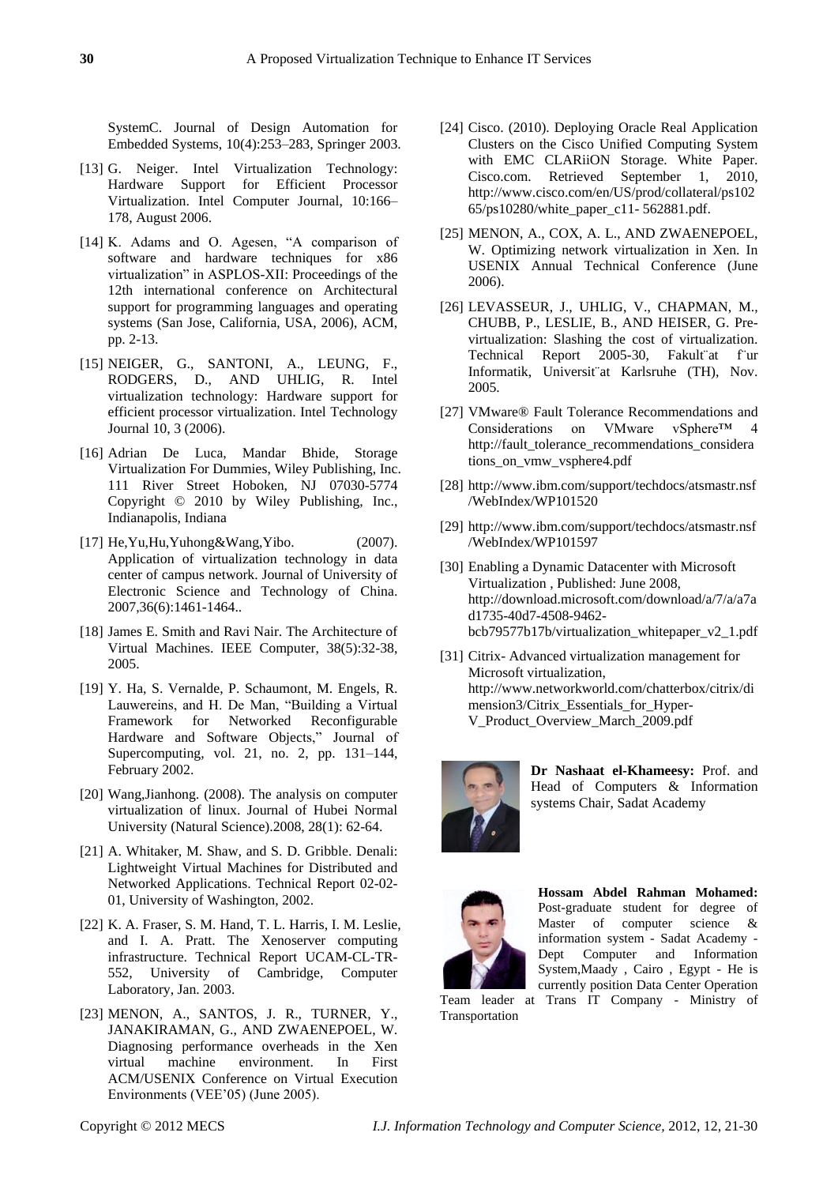SystemC. Journal of Design Automation for Embedded Systems, 10(4):253–283, Springer 2003.

[13] G. Neiger. Intel Virtualization Technology: Hardware Support for Efficient Processor Virtualization. Intel Computer Journal, 10:166–178, August 2006.

[14] K. Adams and O. Agesen, "A comparison of software and hardware techniques for x86 virtualization" in ASPLOS-XII: Proceedings of the 12th international conference on Architectural support for programming languages and operating systems (San Jose, California, USA, 2006), ACM, pp. 2-13.

[15] NEIGER, G., SANTONI, A., LEUNG, F., RODGERS, D., AND UHLIG, R. Intel virtualization technology: Hardware support for efficient processor virtualization. Intel Technology Journal 10, 3 (2006).

[16] Adrian De Luca, Mandar Bhide, Storage Virtualization For Dummies, Wiley Publishing, Inc. 111 River Street Hoboken, NJ 07030-5774 Copyright © 2010 by Wiley Publishing, Inc., Indianapolis, Indiana

[17] He,Yu,Hu,Yuhong&Wang,Yibo. (2007). Application of virtualization technology in data center of campus network. Journal of University of Electronic Science and Technology of China. 2007,36(6):1461-1464..

[18] James E. Smith and Ravi Nair. The Architecture of Virtual Machines. IEEE Computer, 38(5):32-38, 2005.

[19] Y. Ha, S. Vernalde, P. Schaumont, M. Engels, R. Lauwereins, and H. De Man, "Building a Virtual Framework for Networked Reconfigurable Hardware and Software Objects," Journal of Supercomputing, vol. 21, no. 2, pp. 131–144, February 2002.

[20] Wang,Jianhong. (2008). The analysis on computer virtualization of linux. Journal of Hubei Normal University (Natural Science).2008, 28(1): 62-64.

[21] A. Whitaker, M. Shaw, and S. D. Gribble. Denali: Lightweight Virtual Machines for Distributed and Networked Applications. Technical Report 02-02-01, University of Washington, 2002.

[22] K. A. Fraser, S. M. Hand, T. L. Harris, I. M. Leslie, and I. A. Pratt. The Xenoserver computing infrastructure. Technical Report UCAM-CL-TR-552, University of Cambridge, Computer Laboratory, Jan. 2003.

[23] MENON, A., SANTOS, J. R., TURNER, Y., JANAKIRAMAN, G., AND ZWAENEPOEL, W. Diagnosing performance overheads in the Xen virtual machine environment. In First ACM/USENIX Conference on Virtual Execution Environments (VEE'05) (June 2005).

[24] Cisco. (2010). Deploying Oracle Real Application Clusters on the Cisco Unified Computing System with EMC CLARiiON Storage. White Paper. Cisco.com. Retrieved September 1, 2010, http://www.cisco.com/en/US/prod/collateral/ps10265/ps10280/white_paper_c11- 562881.pdf.

[25] MENON, A., COX, A. L., AND ZWAENEPOEL, W. Optimizing network virtualization in Xen. In USENIX Annual Technical Conference (June 2006).

[26] LEVASSEUR, J., UHLIG, V., CHAPMAN, M., CHUBB, P., LESLIE, B., AND HEISER, G. Pre-virtualization: Slashing the cost of virtualization. Technical Report 2005-30, Fakult¨at f¨ur Informatik, Universit¨at Karlsruhe (TH), Nov. 2005.

[27] VMware® Fault Tolerance Recommendations and Considerations on VMware vSphere™ 4 http://fault_tolerance_recommendations_considerations_on_vmw_vsphere4.pdf

[28] http://www.ibm.com/support/techdocs/atsmastr.nsf/WebIndex/WP101520

[29] http://www.ibm.com/support/techdocs/atsmastr.nsf/WebIndex/WP101597

[30] Enabling a Dynamic Datacenter with Microsoft Virtualization , Published: June 2008, http://download.microsoft.com/download/a/7/a/a7ad1735-40d7-4508-9462-bcb79577b17b/virtualization_whitepaper_v2_1.pdf

[31] Citrix- Advanced virtualization management for Microsoft virtualization, http://www.networkworld.com/chatterbox/citrix/dimension3/Citrix_Essentials_for_Hyper-V_Product_Overview_March_2009.pdf

**Dr Nashaat el-Khameesy:** Prof. and Head of Computers & Information systems Chair, Sadat Academy

**Hossam Abdel Rahman Mohamed:** Post-graduate student for degree of Master of computer science & information system - Sadat Academy - Dept Computer and Information System,Maady , Cairo , Egypt - He is currently position Data Center Operation Team leader at Trans IT Company - Ministry of Transportation